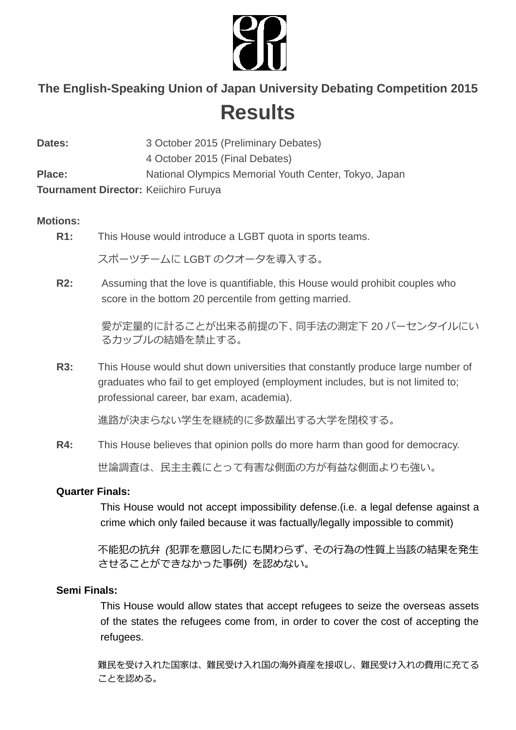**The English-Speaking Union of Japan University Debating Competition 2015**

# Results

**Dates:** 3 October 2015 (Preliminary Debates)
4 October 2015 (Final Debates)
**Place:** National Olympics Memorial Youth Center, Tokyo, Japan
**Tournament Director:** Keiichiro Furuya

**Motions:**

**R1:** This House would introduce a LGBT quota in sports teams.

スポーツチームに LGBT のクオータを導入する。

**R2:** Assuming that the love is quantifiable, this House would prohibit couples who score in the bottom 20 percentile from getting married.

愛が定量的に計ることが出来る前提の下、同手法の測定下 20 パーセンタイルにいるカップルの結婚を禁止する。

**R3:** This House would shut down universities that constantly produce large number of graduates who fail to get employed (employment includes, but is not limited to; professional career, bar exam, academia).

進路が決まらない学生を継続的に多数輩出する大学を閉校する。

**R4:** This House believes that opinion polls do more harm than good for democracy.

世論調査は、民主主義にとって有害な側面の方が有益な側面よりも強い。

**Quarter Finals:**

This House would not accept impossibility defense.(i.e. a legal defense against a crime which only failed because it was factually/legally impossible to commit)

不能犯の抗弁 *(*犯罪を意図したにも関わらず、その行為の性質上当該の結果を発生させることができなかった事例*)* を認めない。

**Semi Finals:**

This House would allow states that accept refugees to seize the overseas assets of the states the refugees come from, in order to cover the cost of accepting the refugees.

難民を受け入れた国家は、難民受け入れ国の海外資産を接収し、難民受け入れの費用に充てることを認める。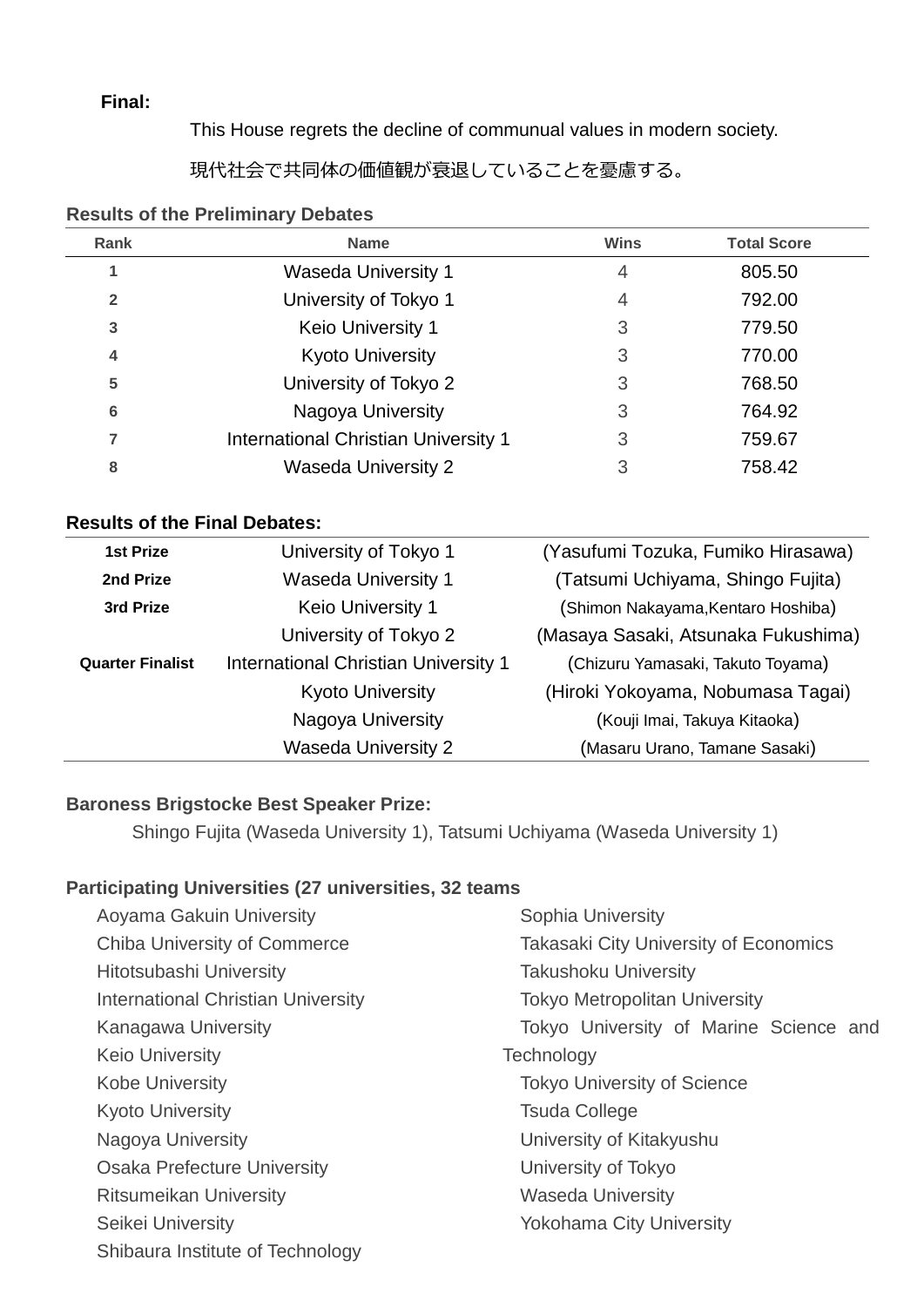**Final:**

This House regrets the decline of communual values in modern society.

現代社会で共同体の価値観が衰退していることを憂慮する。

**Results of the Preliminary Debates**

| Rank | Name | Wins | Total Score |
|---|---|---|---|
| 1 | Waseda University 1 | 4 | 805.50 |
| 2 | University of Tokyo 1 | 4 | 792.00 |
| 3 | Keio University 1 | 3 | 779.50 |
| 4 | Kyoto University | 3 | 770.00 |
| 5 | University of Tokyo 2 | 3 | 768.50 |
| 6 | Nagoya University | 3 | 764.92 |
| 7 | International Christian University 1 | 3 | 759.67 |
| 8 | Waseda University 2 | 3 | 758.42 |

**Results of the Final Debates:**

| | | |
|---|---|---|
| **1st Prize** | University of Tokyo 1 | (Yasufumi Tozuka, Fumiko Hirasawa) |
| **2nd Prize** | Waseda University 1 | (Tatsumi Uchiyama, Shingo Fujita) |
| **3rd Prize** | Keio University 1 | (Shimon Nakayama,Kentaro Hoshiba) |
| | University of Tokyo 2 | (Masaya Sasaki, Atsunaka Fukushima) |
| **Quarter Finalist** | International Christian University 1 | (Chizuru Yamasaki, Takuto Toyama) |
| | Kyoto University | (Hiroki Yokoyama, Nobumasa Tagai) |
| | Nagoya University | (Kouji Imai, Takuya Kitaoka) |
| | Waseda University 2 | (Masaru Urano, Tamane Sasaki) |

**Baroness Brigstocke Best Speaker Prize:**

Shingo Fujita (Waseda University 1), Tatsumi Uchiyama (Waseda University 1)

**Participating Universities (27 universities, 32 teams**

- Aoyama Gakuin University
- Chiba University of Commerce
- Hitotsubashi University
- International Christian University
- Kanagawa University
- Keio University
- Kobe University
- Kyoto University
- Nagoya University
- Osaka Prefecture University
- Ritsumeikan University
- Seikei University
- Shibaura Institute of Technology
- Sophia University
- Takasaki City University of Economics
- Takushoku University
- Tokyo Metropolitan University
- Tokyo University of Marine Science and Technology
- Tokyo University of Science
- Tsuda College
- University of Kitakyushu
- University of Tokyo
- Waseda University
- Yokohama City University